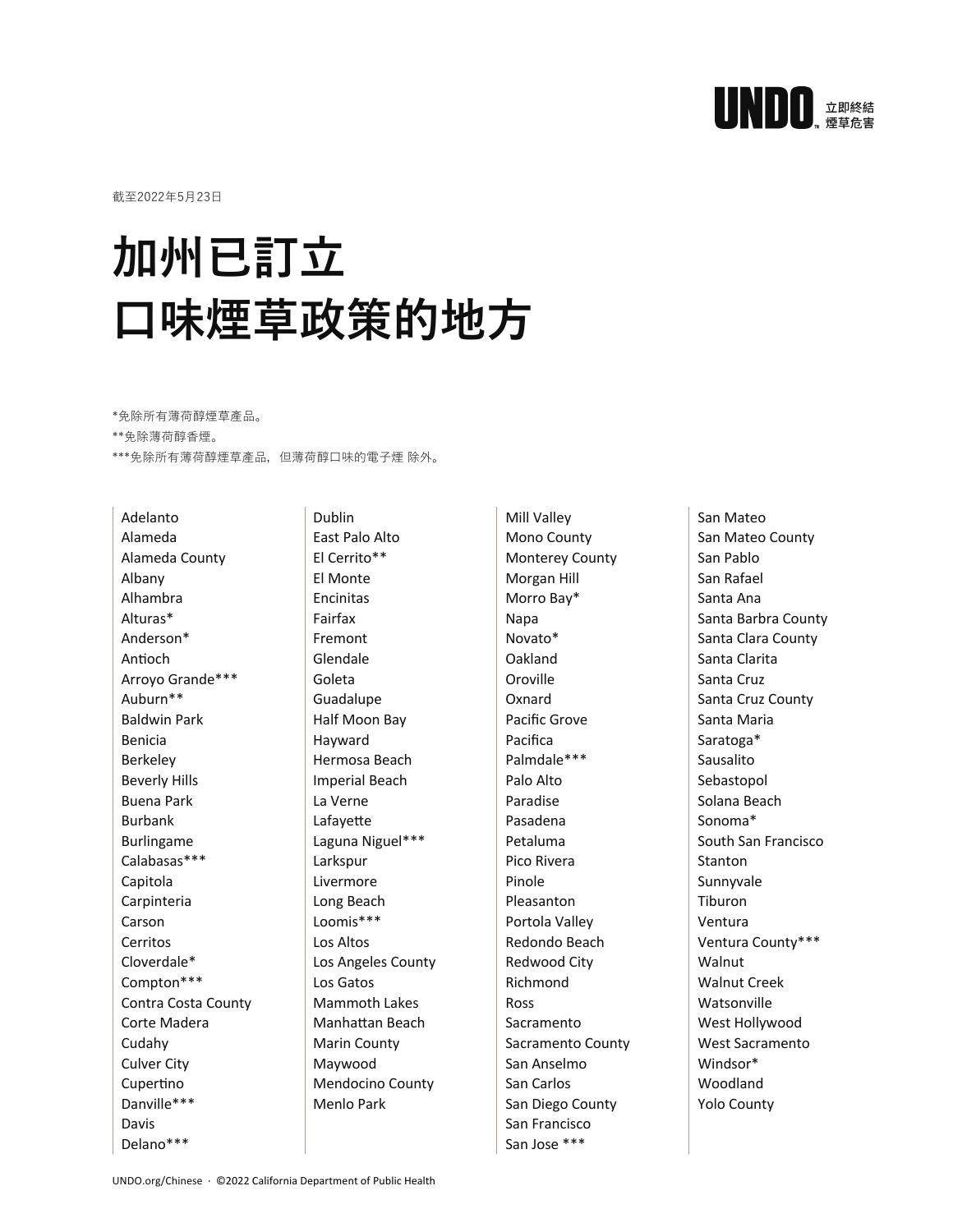UNDO 立即終結煙草危害

截至2022年5月23日

# 加州已訂立 口味煙草政策的地方

*免除所有薄荷醇煙草產品。

**免除薄荷醇香煙。

***免除所有薄荷醇煙草產品，但薄荷醇口味的電子煙 除外。

- Adelanto
- Alameda
- Alameda County
- Albany
- Alhambra
- Alturas*
- Anderson*
- Antioch
- Arroyo Grande***
- Auburn**
- Baldwin Park
- Benicia
- Berkeley
- Beverly Hills
- Buena Park
- Burbank
- Burlingame
- Calabasas***
- Capitola
- Carpinteria
- Carson
- Cerritos
- Cloverdale*
- Compton***
- Contra Costa County
- Corte Madera
- Cudahy
- Culver City
- Cupertino
- Danville***
- Davis
- Delano***
- Dublin
- East Palo Alto
- El Cerrito**
- El Monte
- Encinitas
- Fairfax
- Fremont
- Glendale
- Goleta
- Guadalupe
- Half Moon Bay
- Hayward
- Hermosa Beach
- Imperial Beach
- La Verne
- Lafayette
- Laguna Niguel***
- Larkspur
- Livermore
- Long Beach
- Loomis***
- Los Altos
- Los Angeles County
- Los Gatos
- Mammoth Lakes
- Manhattan Beach
- Marin County
- Maywood
- Mendocino County
- Menlo Park
- Mill Valley
- Mono County
- Monterey County
- Morgan Hill
- Morro Bay*
- Napa
- Novato*
- Oakland
- Oroville
- Oxnard
- Pacific Grove
- Pacifica
- Palmdale***
- Palo Alto
- Paradise
- Pasadena
- Petaluma
- Pico Rivera
- Pinole
- Pleasanton
- Portola Valley
- Redondo Beach
- Redwood City
- Richmond
- Ross
- Sacramento
- Sacramento County
- San Anselmo
- San Carlos
- San Diego County
- San Francisco
- San Jose ***
- San Mateo
- San Mateo County
- San Pablo
- San Rafael
- Santa Ana
- Santa Barbra County
- Santa Clara County
- Santa Clarita
- Santa Cruz
- Santa Cruz County
- Santa Maria
- Saratoga*
- Sausalito
- Sebastopol
- Solana Beach
- Sonoma*
- South San Francisco
- Stanton
- Sunnyvale
- Tiburon
- Ventura
- Ventura County***
- Walnut
- Walnut Creek
- Watsonville
- West Hollywood
- West Sacramento
- Windsor*
- Woodland
- Yolo County

UNDO.org/Chinese · ©2022 California Department of Public Health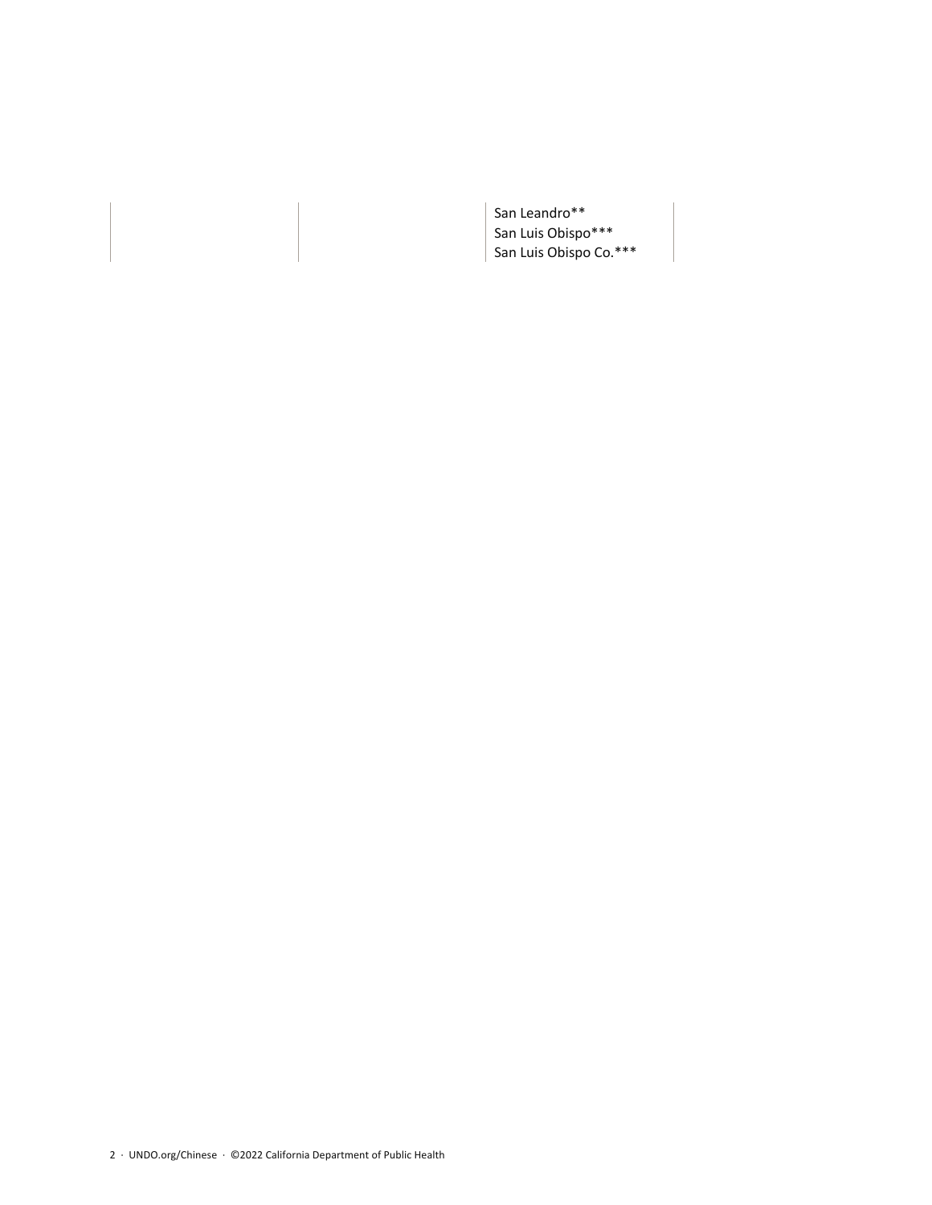San Leandro**
San Luis Obispo***
San Luis Obispo Co.***